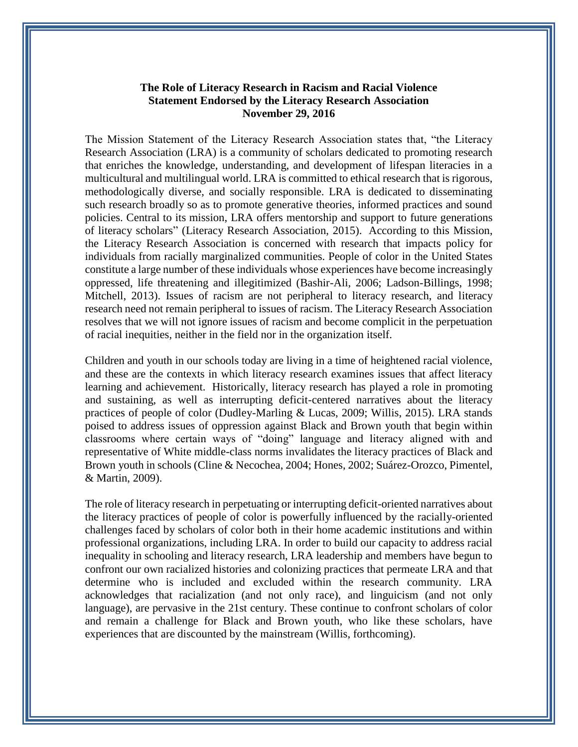**The Role of Literacy Research in Racism and Racial Violence**
**Statement Endorsed by the Literacy Research Association**
**November 29, 2016**

The Mission Statement of the Literacy Research Association states that, "the Literacy Research Association (LRA) is a community of scholars dedicated to promoting research that enriches the knowledge, understanding, and development of lifespan literacies in a multicultural and multilingual world. LRA is committed to ethical research that is rigorous, methodologically diverse, and socially responsible. LRA is dedicated to disseminating such research broadly so as to promote generative theories, informed practices and sound policies. Central to its mission, LRA offers mentorship and support to future generations of literacy scholars" (Literacy Research Association, 2015). According to this Mission, the Literacy Research Association is concerned with research that impacts policy for individuals from racially marginalized communities. People of color in the United States constitute a large number of these individuals whose experiences have become increasingly oppressed, life threatening and illegitimized (Bashir-Ali, 2006; Ladson-Billings, 1998; Mitchell, 2013). Issues of racism are not peripheral to literacy research, and literacy research need not remain peripheral to issues of racism. The Literacy Research Association resolves that we will not ignore issues of racism and become complicit in the perpetuation of racial inequities, neither in the field nor in the organization itself.

Children and youth in our schools today are living in a time of heightened racial violence, and these are the contexts in which literacy research examines issues that affect literacy learning and achievement. Historically, literacy research has played a role in promoting and sustaining, as well as interrupting deficit-centered narratives about the literacy practices of people of color (Dudley-Marling & Lucas, 2009; Willis, 2015). LRA stands poised to address issues of oppression against Black and Brown youth that begin within classrooms where certain ways of "doing" language and literacy aligned with and representative of White middle-class norms invalidates the literacy practices of Black and Brown youth in schools (Cline & Necochea, 2004; Hones, 2002; Suárez-Orozco, Pimentel, & Martin, 2009).

The role of literacy research in perpetuating or interrupting deficit-oriented narratives about the literacy practices of people of color is powerfully influenced by the racially-oriented challenges faced by scholars of color both in their home academic institutions and within professional organizations, including LRA. In order to build our capacity to address racial inequality in schooling and literacy research, LRA leadership and members have begun to confront our own racialized histories and colonizing practices that permeate LRA and that determine who is included and excluded within the research community. LRA acknowledges that racialization (and not only race), and linguicism (and not only language), are pervasive in the 21st century. These continue to confront scholars of color and remain a challenge for Black and Brown youth, who like these scholars, have experiences that are discounted by the mainstream (Willis, forthcoming).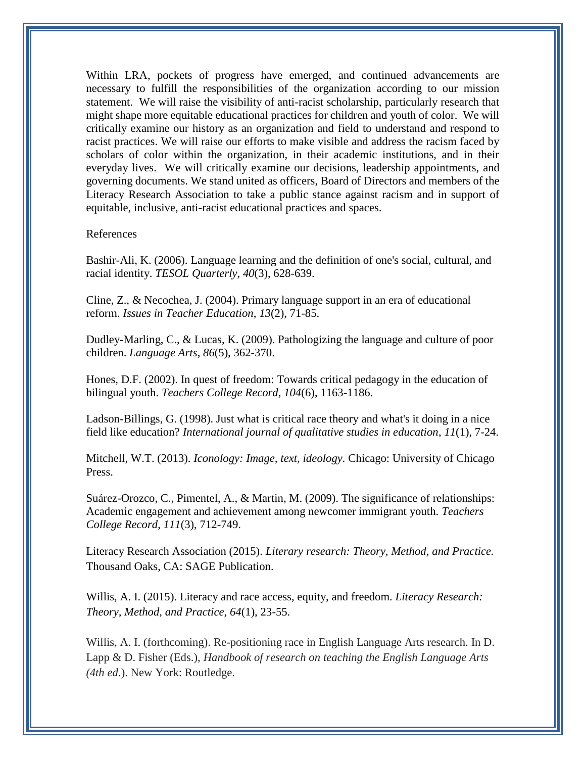Within LRA, pockets of progress have emerged, and continued advancements are necessary to fulfill the responsibilities of the organization according to our mission statement. We will raise the visibility of anti-racist scholarship, particularly research that might shape more equitable educational practices for children and youth of color. We will critically examine our history as an organization and field to understand and respond to racist practices. We will raise our efforts to make visible and address the racism faced by scholars of color within the organization, in their academic institutions, and in their everyday lives. We will critically examine our decisions, leadership appointments, and governing documents. We stand united as officers, Board of Directors and members of the Literacy Research Association to take a public stance against racism and in support of equitable, inclusive, anti-racist educational practices and spaces.

References

Bashir-Ali, K. (2006). Language learning and the definition of one's social, cultural, and racial identity. *TESOL Quarterly*, *40*(3), 628-639.

Cline, Z., & Necochea, J. (2004). Primary language support in an era of educational reform. *Issues in Teacher Education*, *13*(2), 71-85.

Dudley-Marling, C., & Lucas, K. (2009). Pathologizing the language and culture of poor children. *Language Arts*, *86*(5), 362-370.

Hones, D.F. (2002). In quest of freedom: Towards critical pedagogy in the education of bilingual youth. *Teachers College Record, 104*(6), 1163-1186.

Ladson-Billings, G. (1998). Just what is critical race theory and what's it doing in a nice field like education? *International journal of qualitative studies in education*, *11*(1), 7-24.

Mitchell, W.T. (2013). *Iconology: Image, text, ideology*. Chicago: University of Chicago Press.

Suárez-Orozco, C., Pimentel, A., & Martin, M. (2009). The significance of relationships: Academic engagement and achievement among newcomer immigrant youth. *Teachers College Record*, *111*(3), 712-749.

Literacy Research Association (2015). *Literary research: Theory, Method, and Practice.* Thousand Oaks, CA: SAGE Publication.

Willis, A. I. (2015). Literacy and race access, equity, and freedom. *Literacy Research: Theory, Method, and Practice*, *64*(1), 23-55.

Willis, A. I. (forthcoming). Re-positioning race in English Language Arts research. In D. Lapp & D. Fisher (Eds.), *Handbook of research on teaching the English Language Arts (4th ed*.). New York: Routledge.